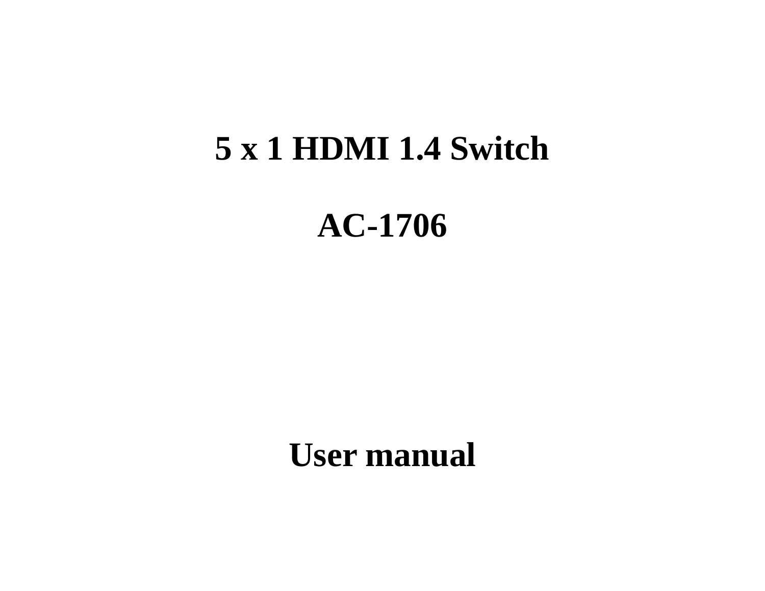# 5 x 1 HDMI 1.4 Switch

# AC-1706

# User manual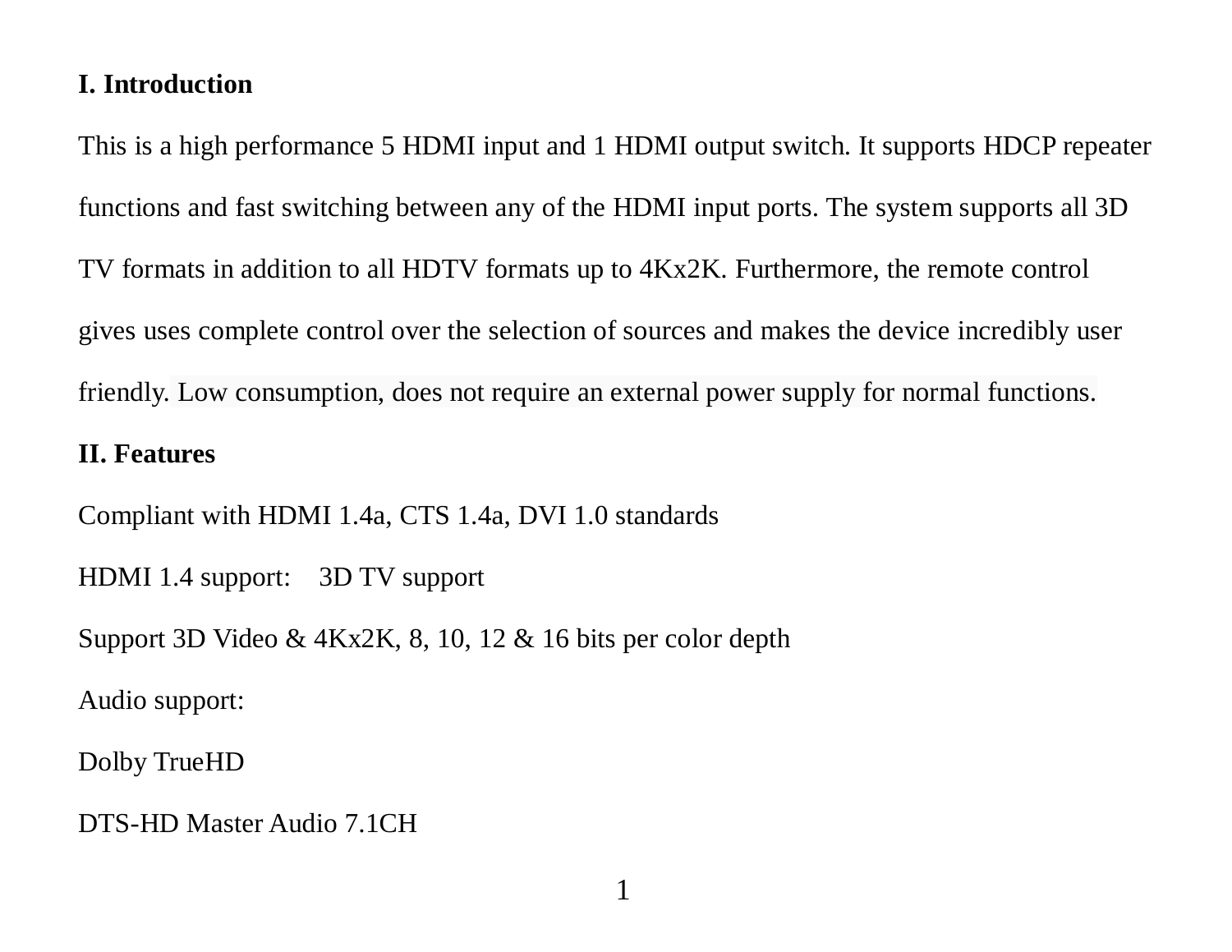## I. Introduction

This is a high performance 5 HDMI input and 1 HDMI output switch. It supports HDCP repeater functions and fast switching between any of the HDMI input ports. The system supports all 3D TV formats in addition to all HDTV formats up to 4Kx2K. Furthermore, the remote control gives uses complete control over the selection of sources and makes the device incredibly user friendly. Low consumption, does not require an external power supply for normal functions.

## II. Features

Compliant with HDMI 1.4a, CTS 1.4a, DVI 1.0 standards

HDMI 1.4 support: 3D TV support

Support 3D Video & 4Kx2K, 8, 10, 12 & 16 bits per color depth

Audio support:

Dolby TrueHD

DTS-HD Master Audio 7.1CH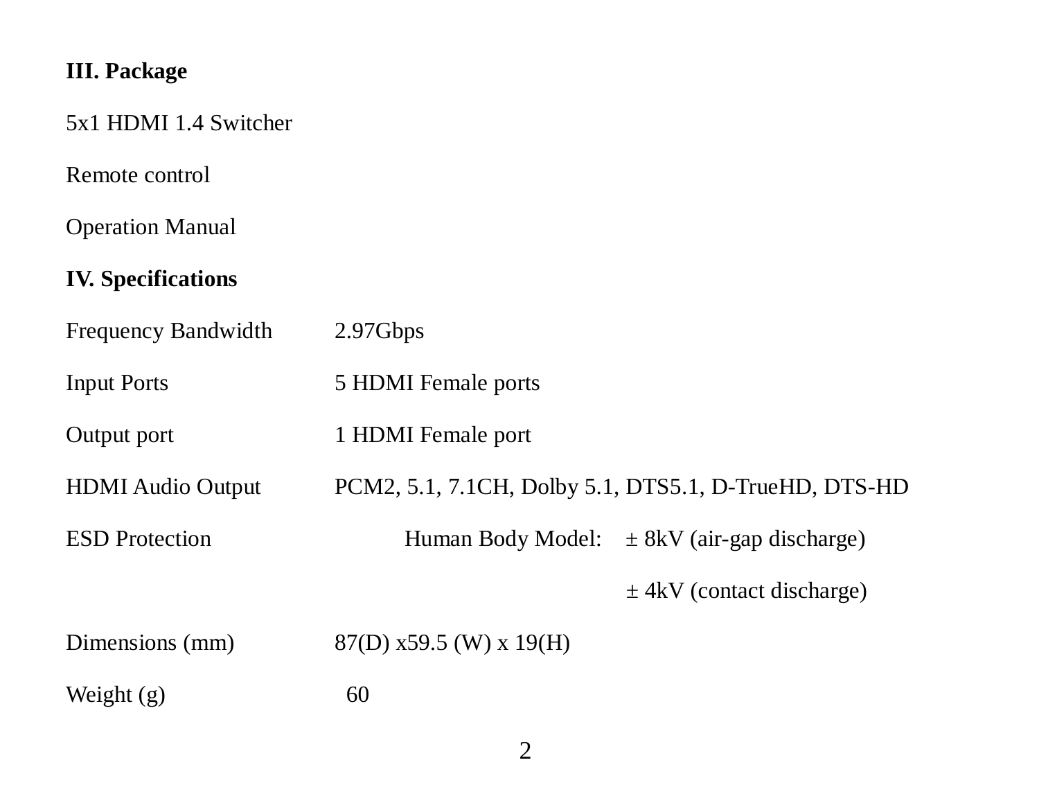## III. Package

5x1 HDMI 1.4 Switcher

Remote control

Operation Manual

## IV. Specifications

| | |
|---|---|
| Frequency Bandwidth | 2.97Gbps |
| Input Ports | 5 HDMI Female ports |
| Output port | 1 HDMI Female port |
| HDMI Audio Output | PCM2, 5.1, 7.1CH, Dolby 5.1, DTS5.1, D-TrueHD, DTS-HD |
| ESD Protection | Human Body Model: ± 8kV (air-gap discharge)<br>± 4kV (contact discharge) |
| Dimensions (mm) | 87(D) x59.5 (W) x 19(H) |
| Weight (g) | 60 |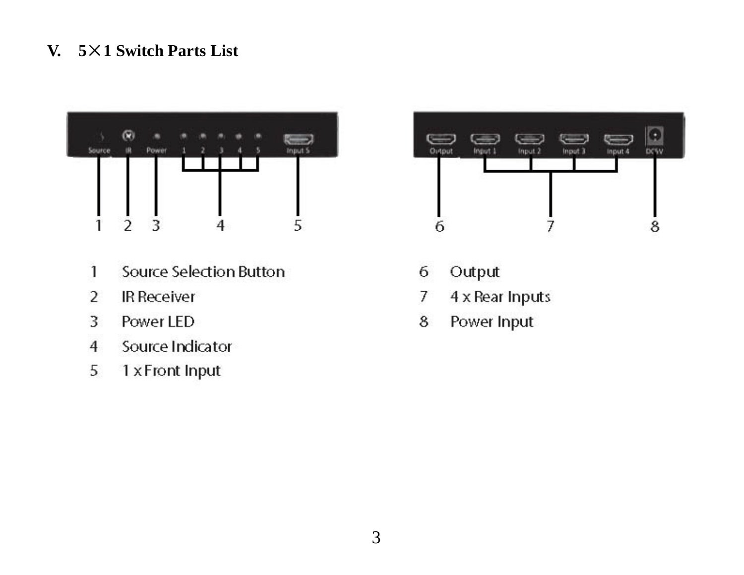## V. 5×1 Switch Parts List

1 Source Selection Button
2 IR Receiver
3 Power LED
4 Source Indicator
5 1 x Front Input

6 Output
7 4 x Rear Inputs
8 Power Input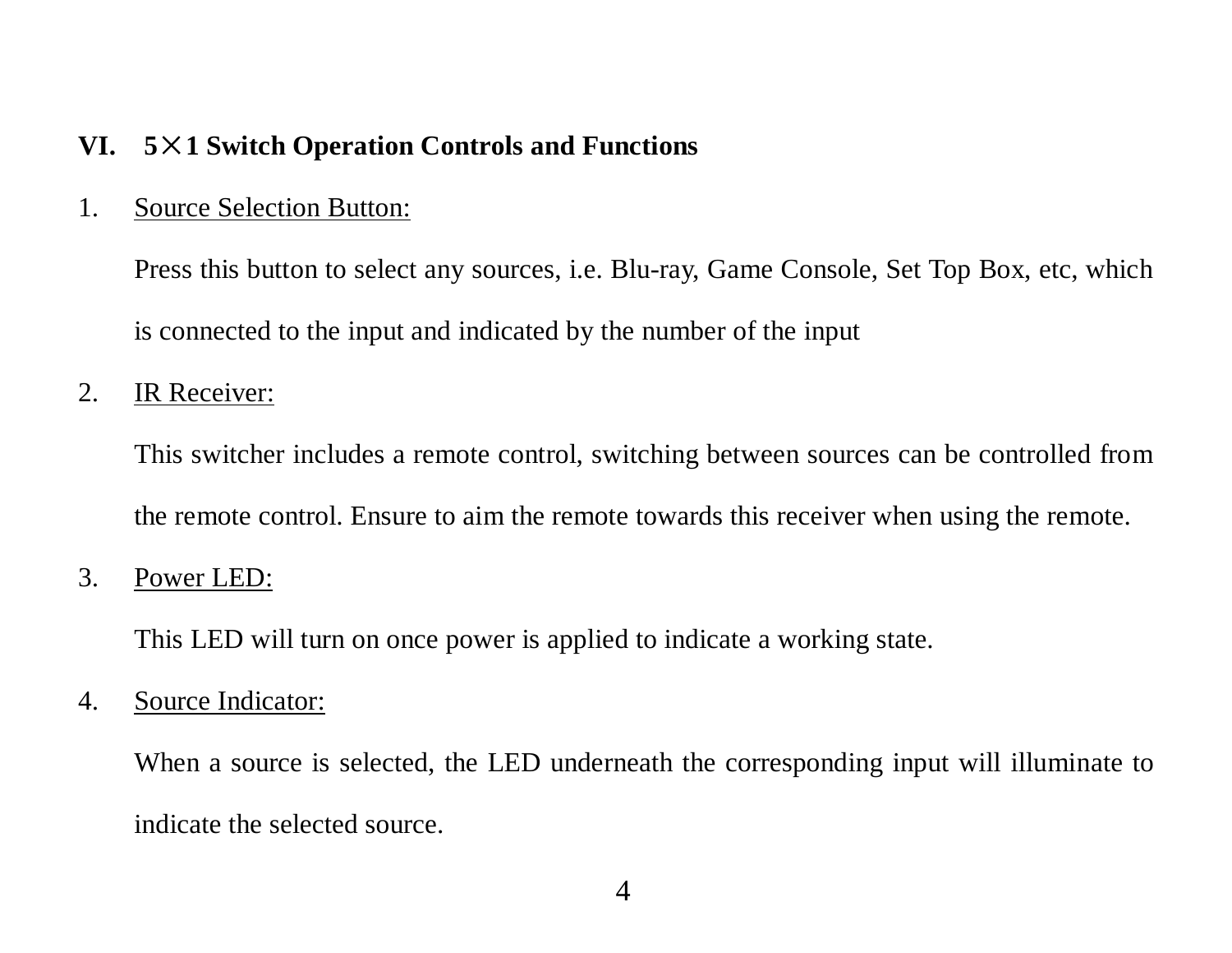## VI. 5×1 Switch Operation Controls and Functions

1. Source Selection Button:

   Press this button to select any sources, i.e. Blu-ray, Game Console, Set Top Box, etc, which is connected to the input and indicated by the number of the input

2. IR Receiver:

   This switcher includes a remote control, switching between sources can be controlled from the remote control. Ensure to aim the remote towards this receiver when using the remote.

3. Power LED:

   This LED will turn on once power is applied to indicate a working state.

4. Source Indicator:

   When a source is selected, the LED underneath the corresponding input will illuminate to indicate the selected source.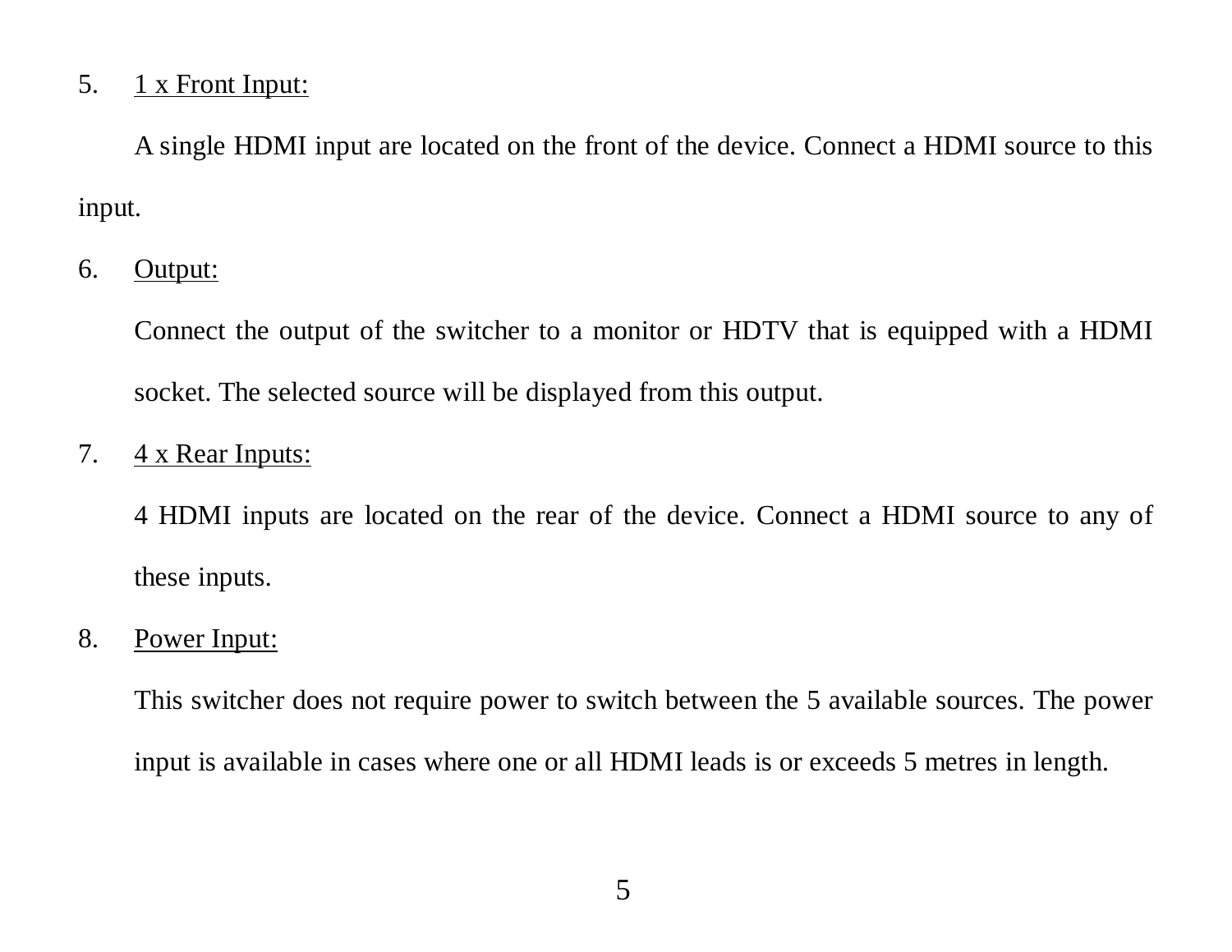5. <u>1 x Front Input:</u>

   A single HDMI input are located on the front of the device. Connect a HDMI source to this input.

6. <u>Output:</u>

   Connect the output of the switcher to a monitor or HDTV that is equipped with a HDMI socket. The selected source will be displayed from this output.

7. <u>4 x Rear Inputs:</u>

   4 HDMI inputs are located on the rear of the device. Connect a HDMI source to any of these inputs.

8. <u>Power Input:</u>

   This switcher does not require power to switch between the 5 available sources. The power input is available in cases where one or all HDMI leads is or exceeds 5 metres in length.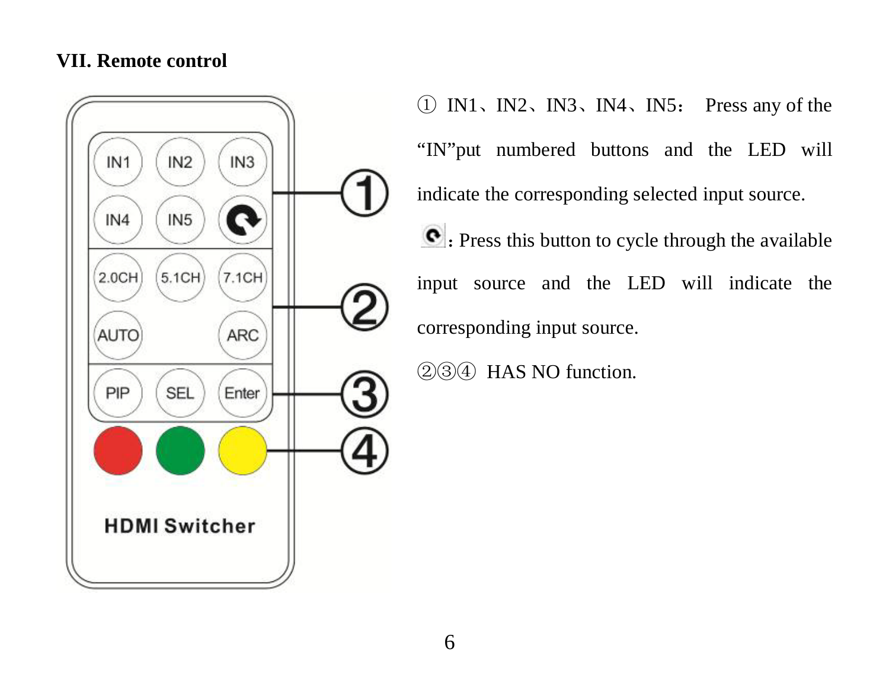## VII. Remote control

IN1 IN2 IN3
IN4 IN5
2.0CH 5.1CH 7.1CH
AUTO ARC
PIP SEL Enter
HDMI Switcher
① ② ③ ④

① IN1、IN2、IN3、IN4、IN5： Press any of the "IN"put numbered buttons and the LED will indicate the corresponding selected input source.

：Press this button to cycle through the available input source and the LED will indicate the corresponding input source.

②③④ HAS NO function.